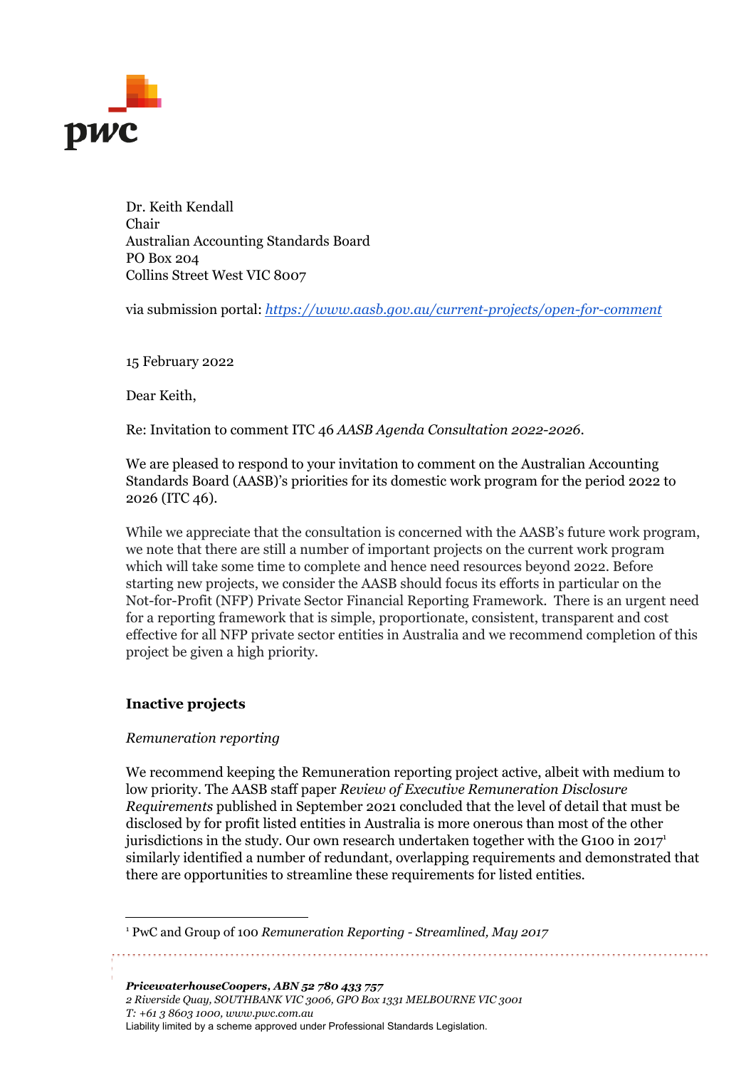Dr. Keith Kendall
Chair
Australian Accounting Standards Board
PO Box 204
Collins Street West VIC 8007

via submission portal: *https://www.aasb.gov.au/current-projects/open-for-comment*

15 February 2022

Dear Keith,

Re: Invitation to comment ITC 46 *AASB Agenda Consultation 2022-2026*.

We are pleased to respond to your invitation to comment on the Australian Accounting Standards Board (AASB)'s priorities for its domestic work program for the period 2022 to 2026 (ITC 46).

While we appreciate that the consultation is concerned with the AASB's future work program, we note that there are still a number of important projects on the current work program which will take some time to complete and hence need resources beyond 2022. Before starting new projects, we consider the AASB should focus its efforts in particular on the Not-for-Profit (NFP) Private Sector Financial Reporting Framework. There is an urgent need for a reporting framework that is simple, proportionate, consistent, transparent and cost effective for all NFP private sector entities in Australia and we recommend completion of this project be given a high priority.

**Inactive projects**

*Remuneration reporting*

We recommend keeping the Remuneration reporting project active, albeit with medium to low priority. The AASB staff paper *Review of Executive Remuneration Disclosure Requirements* published in September 2021 concluded that the level of detail that must be disclosed by for profit listed entities in Australia is more onerous than most of the other jurisdictions in the study. Our own research undertaken together with the G100 in 2017[1] similarly identified a number of redundant, overlapping requirements and demonstrated that there are opportunities to streamline these requirements for listed entities.

[1] PwC and Group of 100 *Remuneration Reporting - Streamlined, May 2017*

***PricewaterhouseCoopers, ABN 52 780 433 757***
*2 Riverside Quay, SOUTHBANK VIC 3006, GPO Box 1331 MELBOURNE VIC 3001*
*T: +61 3 8603 1000, www.pwc.com.au*
Liability limited by a scheme approved under Professional Standards Legislation.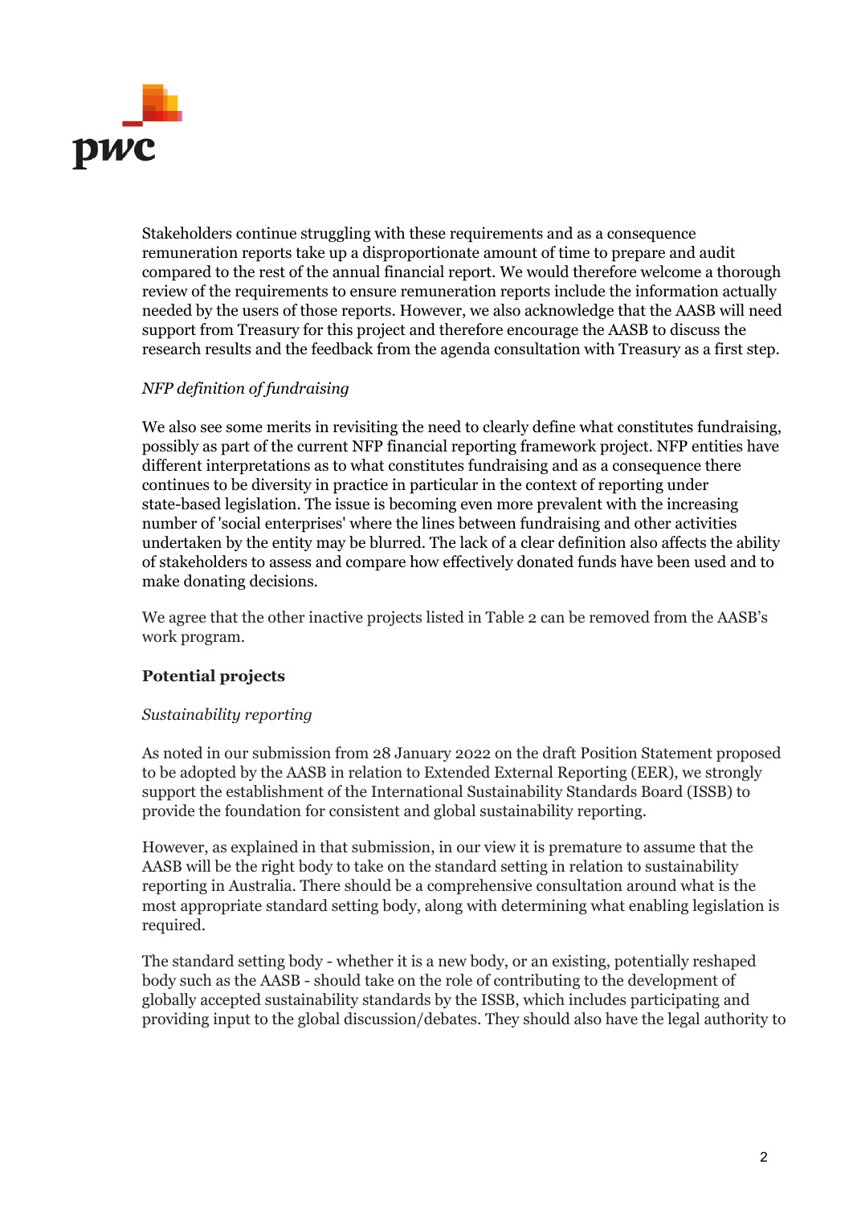Stakeholders continue struggling with these requirements and as a consequence remuneration reports take up a disproportionate amount of time to prepare and audit compared to the rest of the annual financial report. We would therefore welcome a thorough review of the requirements to ensure remuneration reports include the information actually needed by the users of those reports. However, we also acknowledge that the AASB will need support from Treasury for this project and therefore encourage the AASB to discuss the research results and the feedback from the agenda consultation with Treasury as a first step.

*NFP definition of fundraising*

We also see some merits in revisiting the need to clearly define what constitutes fundraising, possibly as part of the current NFP financial reporting framework project. NFP entities have different interpretations as to what constitutes fundraising and as a consequence there continues to be diversity in practice in particular in the context of reporting under state-based legislation. The issue is becoming even more prevalent with the increasing number of 'social enterprises' where the lines between fundraising and other activities undertaken by the entity may be blurred. The lack of a clear definition also affects the ability of stakeholders to assess and compare how effectively donated funds have been used and to make donating decisions.

We agree that the other inactive projects listed in Table 2 can be removed from the AASB's work program.

**Potential projects**

*Sustainability reporting*

As noted in our submission from 28 January 2022 on the draft Position Statement proposed to be adopted by the AASB in relation to Extended External Reporting (EER), we strongly support the establishment of the International Sustainability Standards Board (ISSB) to provide the foundation for consistent and global sustainability reporting.

However, as explained in that submission, in our view it is premature to assume that the AASB will be the right body to take on the standard setting in relation to sustainability reporting in Australia. There should be a comprehensive consultation around what is the most appropriate standard setting body, along with determining what enabling legislation is required.

The standard setting body - whether it is a new body, or an existing, potentially reshaped body such as the AASB - should take on the role of contributing to the development of globally accepted sustainability standards by the ISSB, which includes participating and providing input to the global discussion/debates. They should also have the legal authority to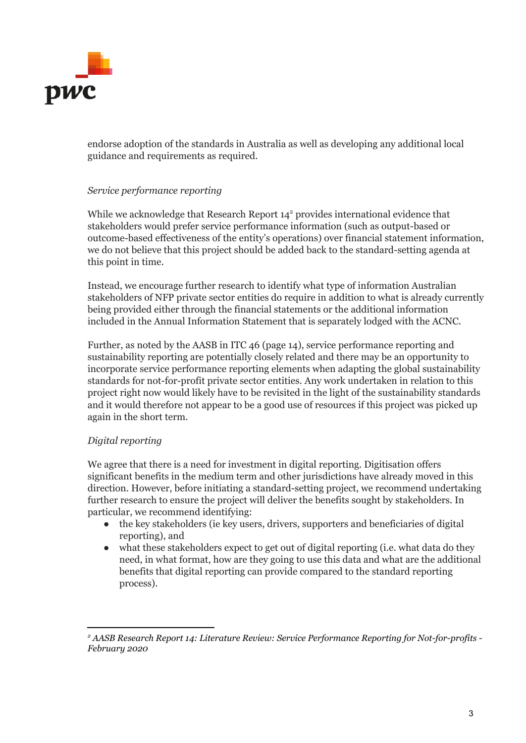endorse adoption of the standards in Australia as well as developing any additional local guidance and requirements as required.

*Service performance reporting*

While we acknowledge that Research Report 14[2] provides international evidence that stakeholders would prefer service performance information (such as output-based or outcome-based effectiveness of the entity's operations) over financial statement information, we do not believe that this project should be added back to the standard-setting agenda at this point in time.

Instead, we encourage further research to identify what type of information Australian stakeholders of NFP private sector entities do require in addition to what is already currently being provided either through the financial statements or the additional information included in the Annual Information Statement that is separately lodged with the ACNC.

Further, as noted by the AASB in ITC 46 (page 14), service performance reporting and sustainability reporting are potentially closely related and there may be an opportunity to incorporate service performance reporting elements when adapting the global sustainability standards for not-for-profit private sector entities. Any work undertaken in relation to this project right now would likely have to be revisited in the light of the sustainability standards and it would therefore not appear to be a good use of resources if this project was picked up again in the short term.

*Digital reporting*

We agree that there is a need for investment in digital reporting. Digitisation offers significant benefits in the medium term and other jurisdictions have already moved in this direction. However, before initiating a standard-setting project, we recommend undertaking further research to ensure the project will deliver the benefits sought by stakeholders. In particular, we recommend identifying:

- the key stakeholders (ie key users, drivers, supporters and beneficiaries of digital reporting), and
- what these stakeholders expect to get out of digital reporting (i.e. what data do they need, in what format, how are they going to use this data and what are the additional benefits that digital reporting can provide compared to the standard reporting process).

---

[2] *AASB Research Report 14: Literature Review: Service Performance Reporting for Not-for-profits - February 2020*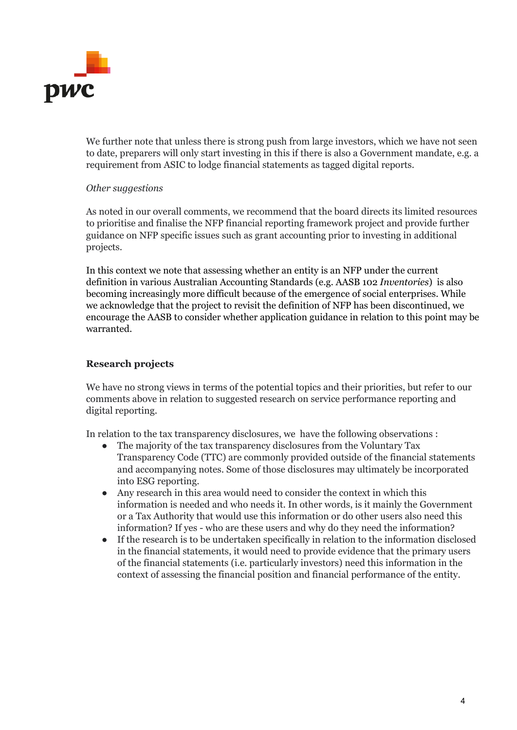We further note that unless there is strong push from large investors, which we have not seen to date, preparers will only start investing in this if there is also a Government mandate, e.g. a requirement from ASIC to lodge financial statements as tagged digital reports.

*Other suggestions*

As noted in our overall comments, we recommend that the board directs its limited resources to prioritise and finalise the NFP financial reporting framework project and provide further guidance on NFP specific issues such as grant accounting prior to investing in additional projects.

In this context we note that assessing whether an entity is an NFP under the current definition in various Australian Accounting Standards (e.g. AASB 102 *Inventories*) is also becoming increasingly more difficult because of the emergence of social enterprises. While we acknowledge that the project to revisit the definition of NFP has been discontinued, we encourage the AASB to consider whether application guidance in relation to this point may be warranted.

**Research projects**

We have no strong views in terms of the potential topics and their priorities, but refer to our comments above in relation to suggested research on service performance reporting and digital reporting.

In relation to the tax transparency disclosures, we have the following observations :

- The majority of the tax transparency disclosures from the Voluntary Tax Transparency Code (TTC) are commonly provided outside of the financial statements and accompanying notes. Some of those disclosures may ultimately be incorporated into ESG reporting.
- Any research in this area would need to consider the context in which this information is needed and who needs it. In other words, is it mainly the Government or a Tax Authority that would use this information or do other users also need this information? If yes - who are these users and why do they need the information?
- If the research is to be undertaken specifically in relation to the information disclosed in the financial statements, it would need to provide evidence that the primary users of the financial statements (i.e. particularly investors) need this information in the context of assessing the financial position and financial performance of the entity.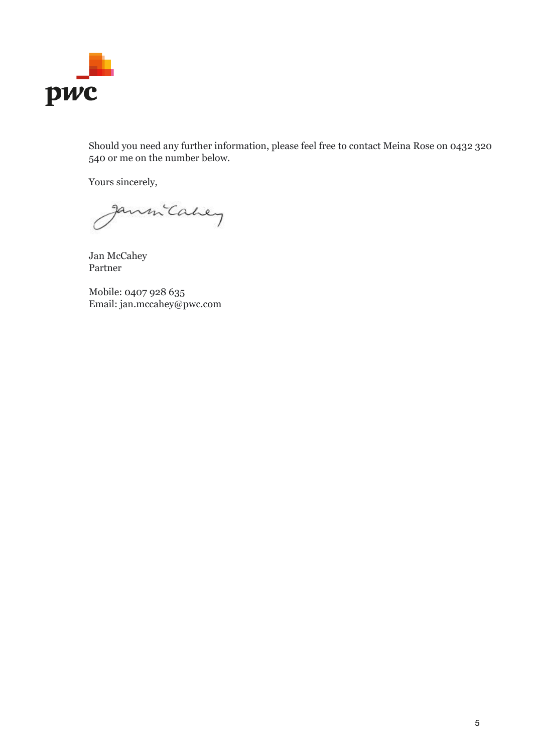Should you need any further information, please feel free to contact Meina Rose on 0432 320 540 or me on the number below.

Yours sincerely,

Jan McCahey
Partner

Mobile: 0407 928 635
Email: jan.mccahey@pwc.com